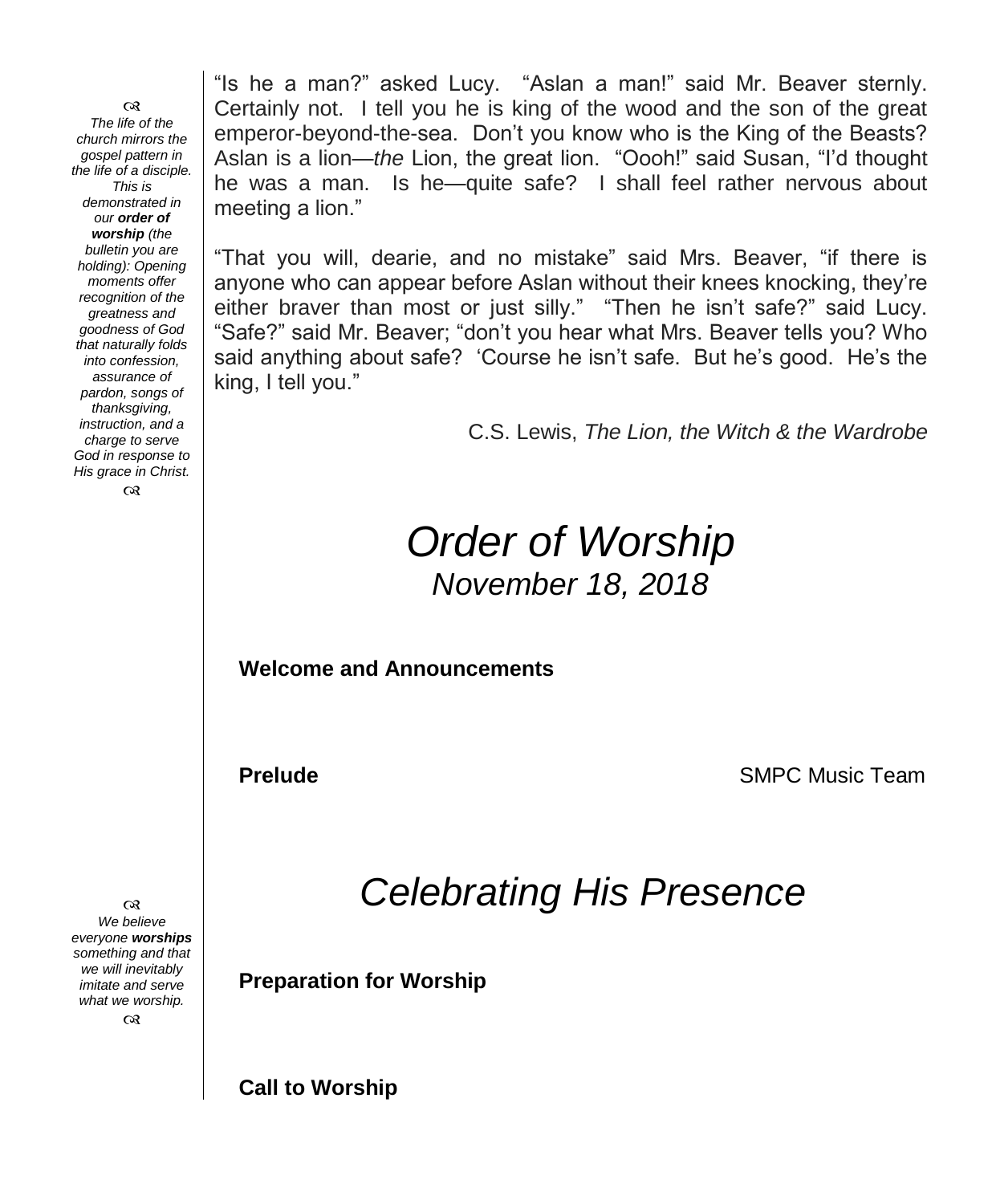"Is he a man?" asked Lucy. "Aslan a man!" said Mr. Beaver sternly. Certainly not. I tell you he is king of the wood and the son of the great emperor-beyond-the-sea. Don't you know who is the King of the Beasts? Aslan is a lion—*the* Lion, the great lion. "Oooh!" said Susan, "I'd thought he was a man. Is he—quite safe? I shall feel rather nervous about meeting a lion."

"That you will, dearie, and no mistake" said Mrs. Beaver, "if there is anyone who can appear before Aslan without their knees knocking, they're either braver than most or just silly." "Then he isn't safe?" said Lucy. "Safe?" said Mr. Beaver; "don't you hear what Mrs. Beaver tells you? Who said anything about safe? 'Course he isn't safe. But he's good. He's the king, I tell you."

C.S. Lewis, *The Lion, the Witch & the Wardrobe*

*The life of the church mirrors the gospel pattern in the life of a disciple. This is demonstrated in our **order of worship** (the bulletin you are holding): Opening moments offer recognition of the greatness and goodness of God that naturally folds into confession, assurance of pardon, songs of thanksgiving, instruction, and a charge to serve God in response to His grace in Christ.*

# *Order of Worship*

## *November 18, 2018*

**Welcome and Announcements**

**Prelude** SMPC Music Team

# *Celebrating His Presence*

*We believe everyone **worships** something and that we will inevitably imitate and serve what we worship.*

**Preparation for Worship**

**Call to Worship**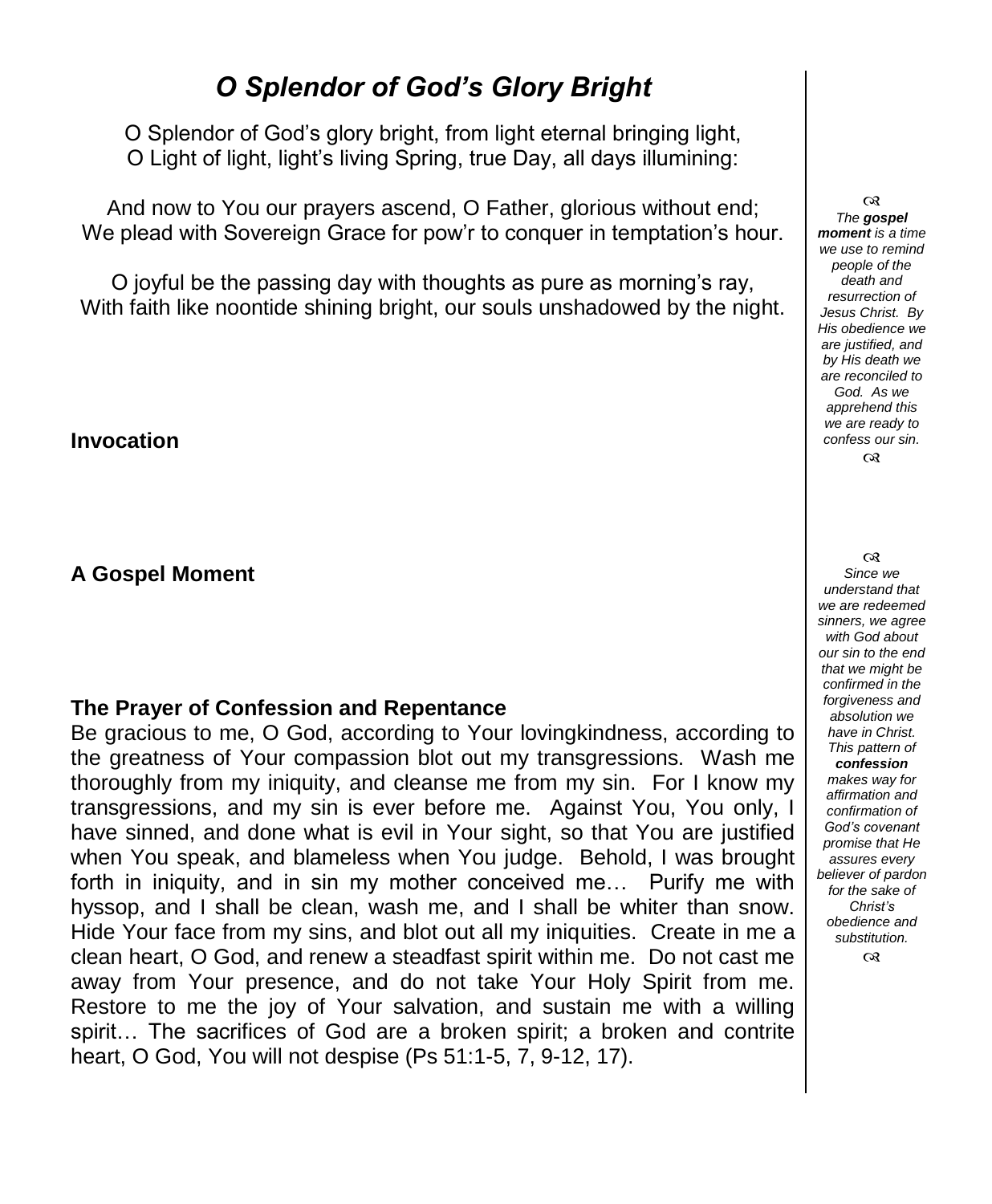# *O Splendor of God's Glory Bright*

O Splendor of God's glory bright, from light eternal bringing light,
O Light of light, light's living Spring, true Day, all days illumining:

And now to You our prayers ascend, O Father, glorious without end;
We plead with Sovereign Grace for pow'r to conquer in temptation's hour.

O joyful be the passing day with thoughts as pure as morning's ray,
With faith like noontide shining bright, our souls unshadowed by the night.

**Invocation**

*The* ***gospel moment*** *is a time we use to remind people of the death and resurrection of Jesus Christ. By His obedience we are justified, and by His death we are reconciled to God. As we apprehend this we are ready to confess our sin.*

**A Gospel Moment**

*Since we understand that we are redeemed sinners, we agree with God about our sin to the end that we might be confirmed in the forgiveness and absolution we have in Christ. This pattern of* ***confession*** *makes way for affirmation and confirmation of God's covenant promise that He assures every believer of pardon for the sake of Christ's obedience and substitution.*

**The Prayer of Confession and Repentance**

Be gracious to me, O God, according to Your lovingkindness, according to the greatness of Your compassion blot out my transgressions. Wash me thoroughly from my iniquity, and cleanse me from my sin. For I know my transgressions, and my sin is ever before me. Against You, You only, I have sinned, and done what is evil in Your sight, so that You are justified when You speak, and blameless when You judge. Behold, I was brought forth in iniquity, and in sin my mother conceived me… Purify me with hyssop, and I shall be clean, wash me, and I shall be whiter than snow. Hide Your face from my sins, and blot out all my iniquities. Create in me a clean heart, O God, and renew a steadfast spirit within me. Do not cast me away from Your presence, and do not take Your Holy Spirit from me. Restore to me the joy of Your salvation, and sustain me with a willing spirit… The sacrifices of God are a broken spirit; a broken and contrite heart, O God, You will not despise (Ps 51:1-5, 7, 9-12, 17).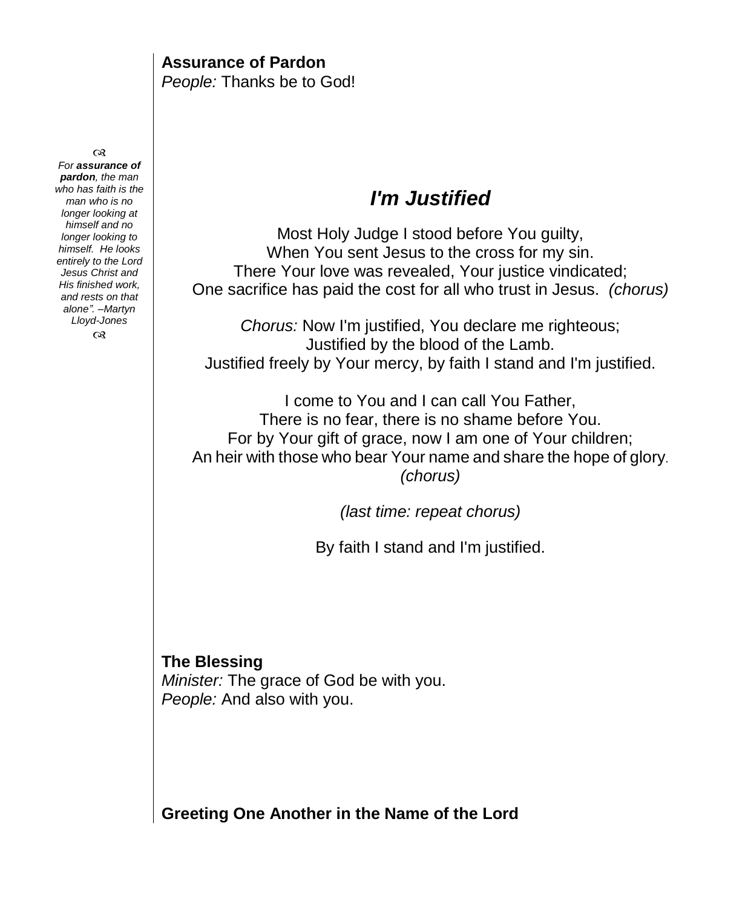**Assurance of Pardon**

*People:* Thanks be to God!

> ☙
> *For **assurance of pardon**, the man who has faith is the man who is no longer looking at himself and no longer looking to himself. He looks entirely to the Lord Jesus Christ and His finished work, and rests on that alone". –Martyn Lloyd-Jones*
> ☙

## *I'm Justified*

Most Holy Judge I stood before You guilty,
When You sent Jesus to the cross for my sin.
There Your love was revealed, Your justice vindicated;
One sacrifice has paid the cost for all who trust in Jesus. *(chorus)*

*Chorus:* Now I'm justified, You declare me righteous;
Justified by the blood of the Lamb.
Justified freely by Your mercy, by faith I stand and I'm justified.

I come to You and I can call You Father,
There is no fear, there is no shame before You.
For by Your gift of grace, now I am one of Your children;
An heir with those who bear Your name and share the hope of glory.
*(chorus)*

*(last time: repeat chorus)*

By faith I stand and I'm justified.

**The Blessing**

*Minister:* The grace of God be with you.
*People:* And also with you.

**Greeting One Another in the Name of the Lord**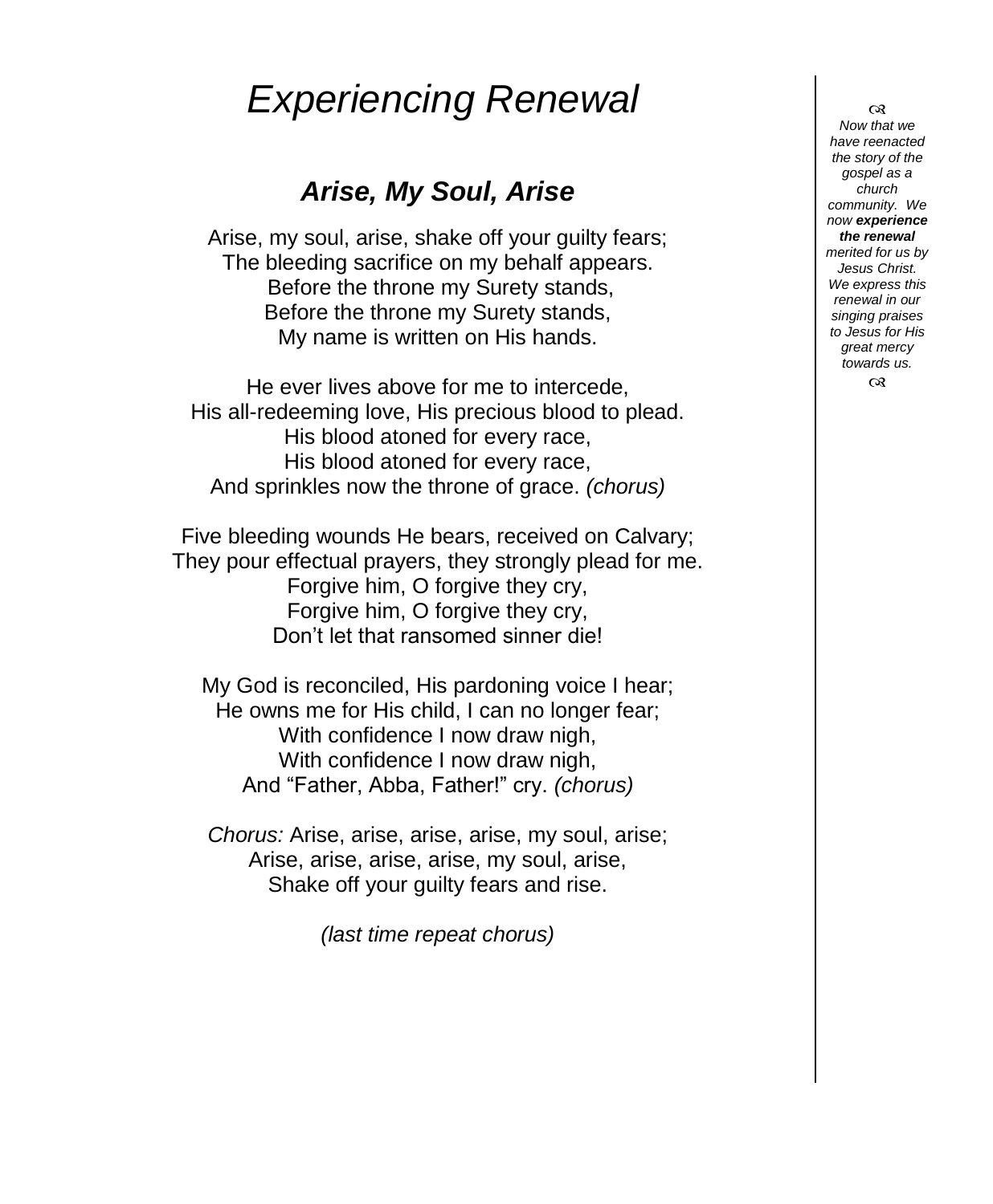# *Experiencing Renewal*

## *Arise, My Soul, Arise*

Arise, my soul, arise, shake off your guilty fears;
The bleeding sacrifice on my behalf appears.
Before the throne my Surety stands,
Before the throne my Surety stands,
My name is written on His hands.

He ever lives above for me to intercede,
His all-redeeming love, His precious blood to plead.
His blood atoned for every race,
His blood atoned for every race,
And sprinkles now the throne of grace. *(chorus)*

Five bleeding wounds He bears, received on Calvary;
They pour effectual prayers, they strongly plead for me.
Forgive him, O forgive they cry,
Forgive him, O forgive they cry,
Don't let that ransomed sinner die!

My God is reconciled, His pardoning voice I hear;
He owns me for His child, I can no longer fear;
With confidence I now draw nigh,
With confidence I now draw nigh,
And "Father, Abba, Father!" cry. *(chorus)*

*Chorus:* Arise, arise, arise, arise, my soul, arise;
Arise, arise, arise, arise, my soul, arise,
Shake off your guilty fears and rise.

*(last time repeat chorus)*

*Now that we have reenacted the story of the gospel as a church community. We now **experience the renewal** merited for us by Jesus Christ. We express this renewal in our singing praises to Jesus for His great mercy towards us.*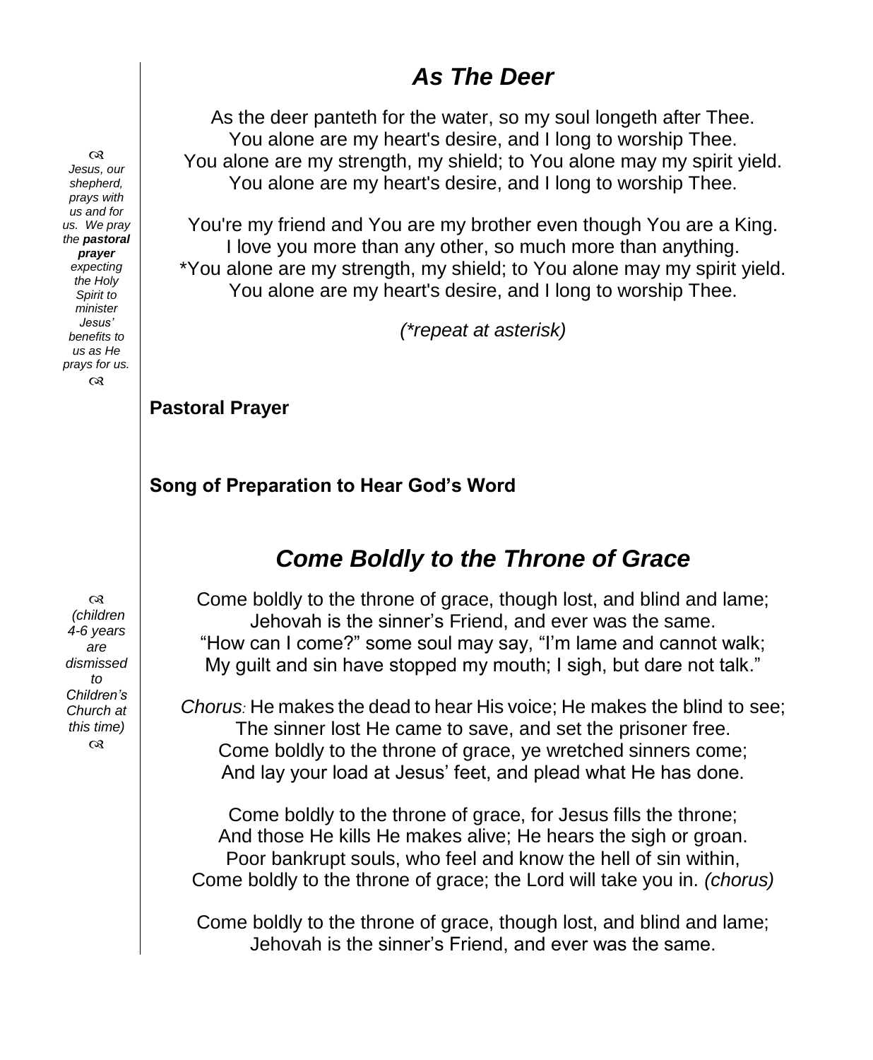## *As The Deer*

As the deer panteth for the water, so my soul longeth after Thee.
You alone are my heart's desire, and I long to worship Thee.
You alone are my strength, my shield; to You alone may my spirit yield.
You alone are my heart's desire, and I long to worship Thee.

You're my friend and You are my brother even though You are a King.
I love you more than any other, so much more than anything.
*You alone are my strength, my shield; to You alone may my spirit yield.
You alone are my heart's desire, and I long to worship Thee.

*(*repeat at asterisk)*

*Jesus, our shepherd, prays with us and for us. We pray the **pastoral prayer** expecting the Holy Spirit to minister Jesus' benefits to us as He prays for us.*

**Pastoral Prayer**

**Song of Preparation to Hear God's Word**

## *Come Boldly to the Throne of Grace*

*(children 4-6 years are dismissed to Children's Church at this time)*

Come boldly to the throne of grace, though lost, and blind and lame;
Jehovah is the sinner's Friend, and ever was the same.
"How can I come?" some soul may say, "I'm lame and cannot walk;
My guilt and sin have stopped my mouth; I sigh, but dare not talk."

*Chorus:* He makes the dead to hear His voice; He makes the blind to see;
The sinner lost He came to save, and set the prisoner free.
Come boldly to the throne of grace, ye wretched sinners come;
And lay your load at Jesus' feet, and plead what He has done.

Come boldly to the throne of grace, for Jesus fills the throne;
And those He kills He makes alive; He hears the sigh or groan.
Poor bankrupt souls, who feel and know the hell of sin within,
Come boldly to the throne of grace; the Lord will take you in. *(chorus)*

Come boldly to the throne of grace, though lost, and blind and lame;
Jehovah is the sinner's Friend, and ever was the same.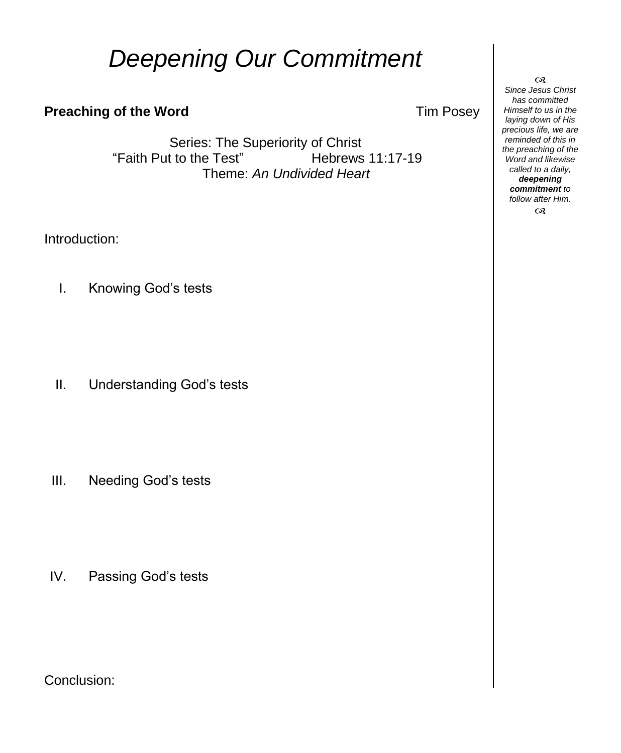# *Deepening Our Commitment*

**Preaching of the Word** Tim Posey

Series: The Superiority of Christ

"Faith Put to the Test" Hebrews 11:17-19

Theme: *An Undivided Heart*

Introduction:

I. Knowing God's tests

II. Understanding God's tests

III. Needing God's tests

IV. Passing God's tests

Conclusion:

*Since Jesus Christ has committed Himself to us in the laying down of His precious life, we are reminded of this in the preaching of the Word and likewise called to a daily,* ***deepening commitment*** *to follow after Him.*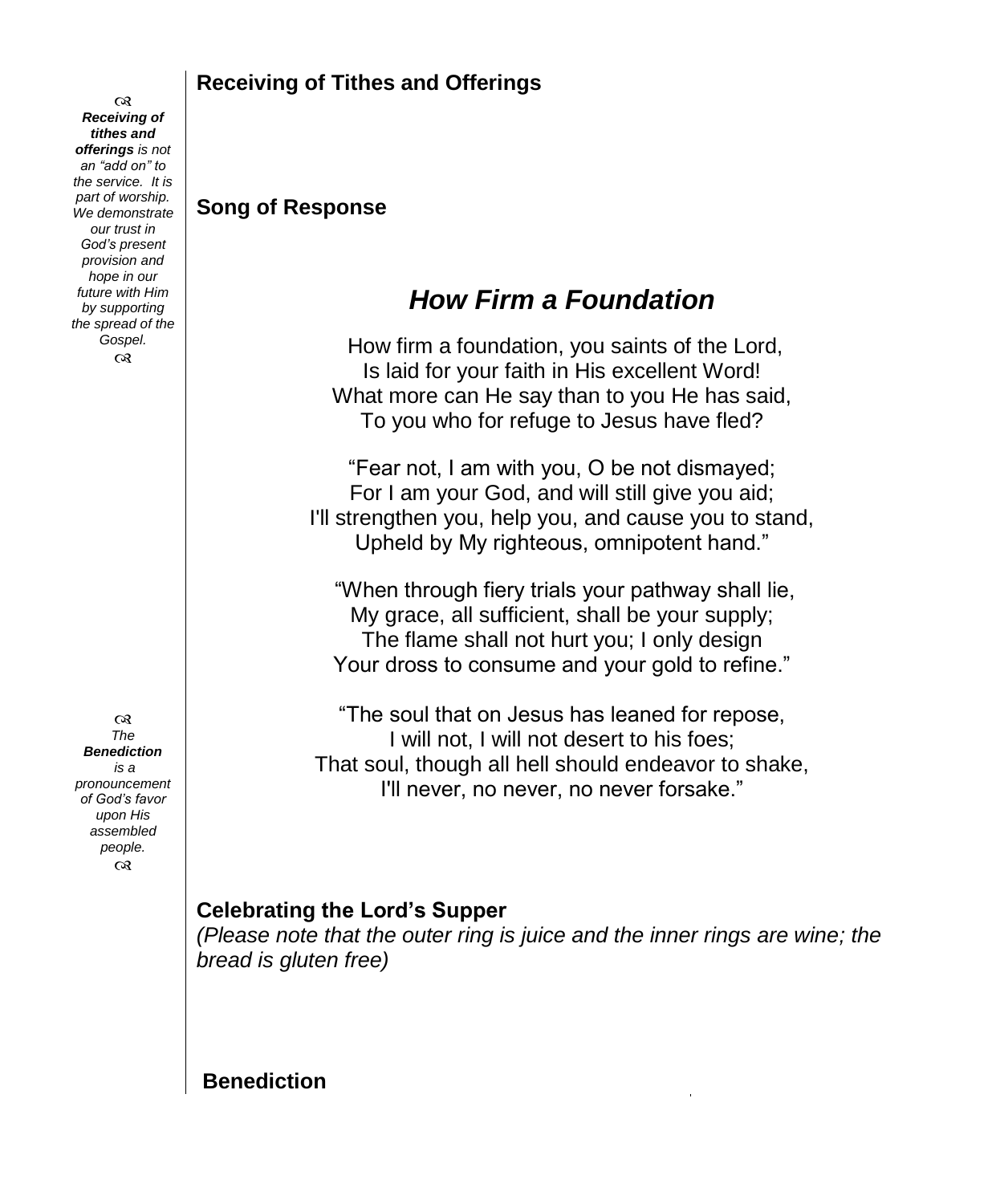## Receiving of Tithes and Offerings

> ೞ
> ***Receiving of tithes and offerings*** *is not an "add on" to the service. It is part of worship. We demonstrate our trust in God's present provision and hope in our future with Him by supporting the spread of the Gospel.*
> ೞ

## Song of Response

# *How Firm a Foundation*

How firm a foundation, you saints of the Lord,
Is laid for your faith in His excellent Word!
What more can He say than to you He has said,
To you who for refuge to Jesus have fled?

"Fear not, I am with you, O be not dismayed;
For I am your God, and will still give you aid;
I'll strengthen you, help you, and cause you to stand,
Upheld by My righteous, omnipotent hand."

"When through fiery trials your pathway shall lie,
My grace, all sufficient, shall be your supply;
The flame shall not hurt you; I only design
Your dross to consume and your gold to refine."

"The soul that on Jesus has leaned for repose,
I will not, I will not desert to his foes;
That soul, though all hell should endeavor to shake,
I'll never, no never, no never forsake."

> ೞ
> *The* ***Benediction*** *is a pronouncement of God's favor upon His assembled people.*
> ೞ

## Celebrating the Lord's Supper

*(Please note that the outer ring is juice and the inner rings are wine; the bread is gluten free)*

## Benediction